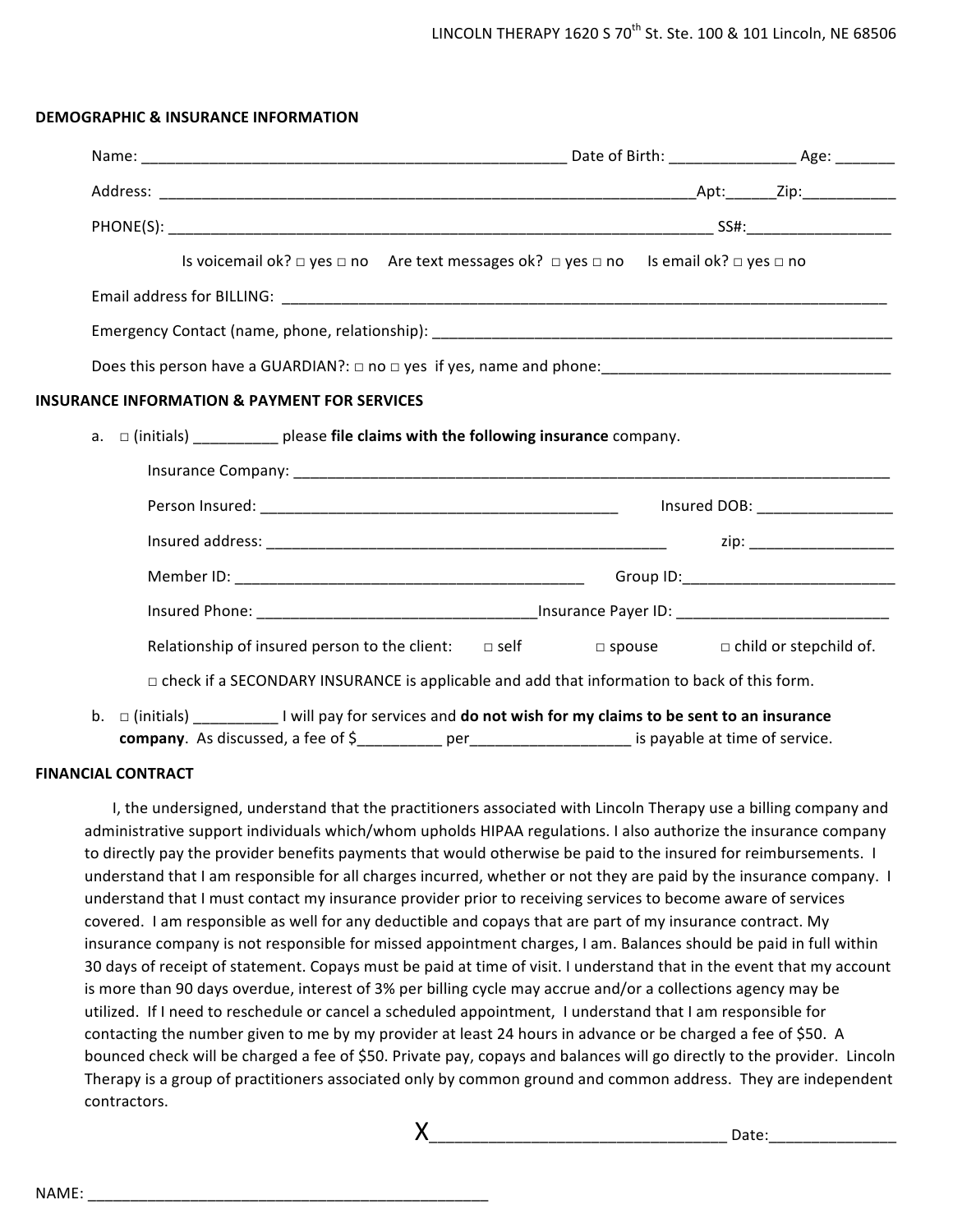LINCOLN THERAPY 1620 S 70th St. Ste. 100 & 101 Lincoln, NE 68506

## DEMOGRAPHIC & INSURANCE INFORMATION

Name: ___________________________________________________ Date of Birth: _______________ Age: _______

Address: ___________________________________________________________________Apt:______Zip:___________

PHONE(S): ____________________________________________________________________ SS#:_________________

Is voicemail ok? □ yes □ no Are text messages ok? □ yes □ no Is email ok? □ yes □ no

Email address for BILLING: ____________________________________________________________________________

Emergency Contact (name, phone, relationship): _________________________________________________________

Does this person have a GUARDIAN?: □ no □ yes if yes, name and phone:__________________________________

## INSURANCE INFORMATION & PAYMENT FOR SERVICES

a. □ (initials) __________ please **file claims with the following insurance** company.

Insurance Company: __________________________________________________________________________

Person Insured: _____________________________________________ Insured DOB: ________________

Insured address: ___________________________________________________ zip: _________________

Member ID: ___________________________________________ Group ID:__________________________

Insured Phone: _________________________________Insurance Payer ID: _________________________

Relationship of insured person to the client: □ self □ spouse □ child or stepchild of.

□ check if a SECONDARY INSURANCE is applicable and add that information to back of this form.

b. □ (initials) __________ I will pay for services and **do not wish for my claims to be sent to an insurance company**. As discussed, a fee of $__________ per__________________ is payable at time of service.

## FINANCIAL CONTRACT

I, the undersigned, understand that the practitioners associated with Lincoln Therapy use a billing company and administrative support individuals which/whom upholds HIPAA regulations. I also authorize the insurance company to directly pay the provider benefits payments that would otherwise be paid to the insured for reimbursements. I understand that I am responsible for all charges incurred, whether or not they are paid by the insurance company. I understand that I must contact my insurance provider prior to receiving services to become aware of services covered. I am responsible as well for any deductible and copays that are part of my insurance contract. My insurance company is not responsible for missed appointment charges, I am. Balances should be paid in full within 30 days of receipt of statement. Copays must be paid at time of visit. I understand that in the event that my account is more than 90 days overdue, interest of 3% per billing cycle may accrue and/or a collections agency may be utilized. If I need to reschedule or cancel a scheduled appointment, I understand that I am responsible for contacting the number given to me by my provider at least 24 hours in advance or be charged a fee of $50. A bounced check will be charged a fee of $50. Private pay, copays and balances will go directly to the provider. Lincoln Therapy is a group of practitioners associated only by common ground and common address. They are independent contractors.

X_________________________________ Date:______________

NAME: ________________________________________________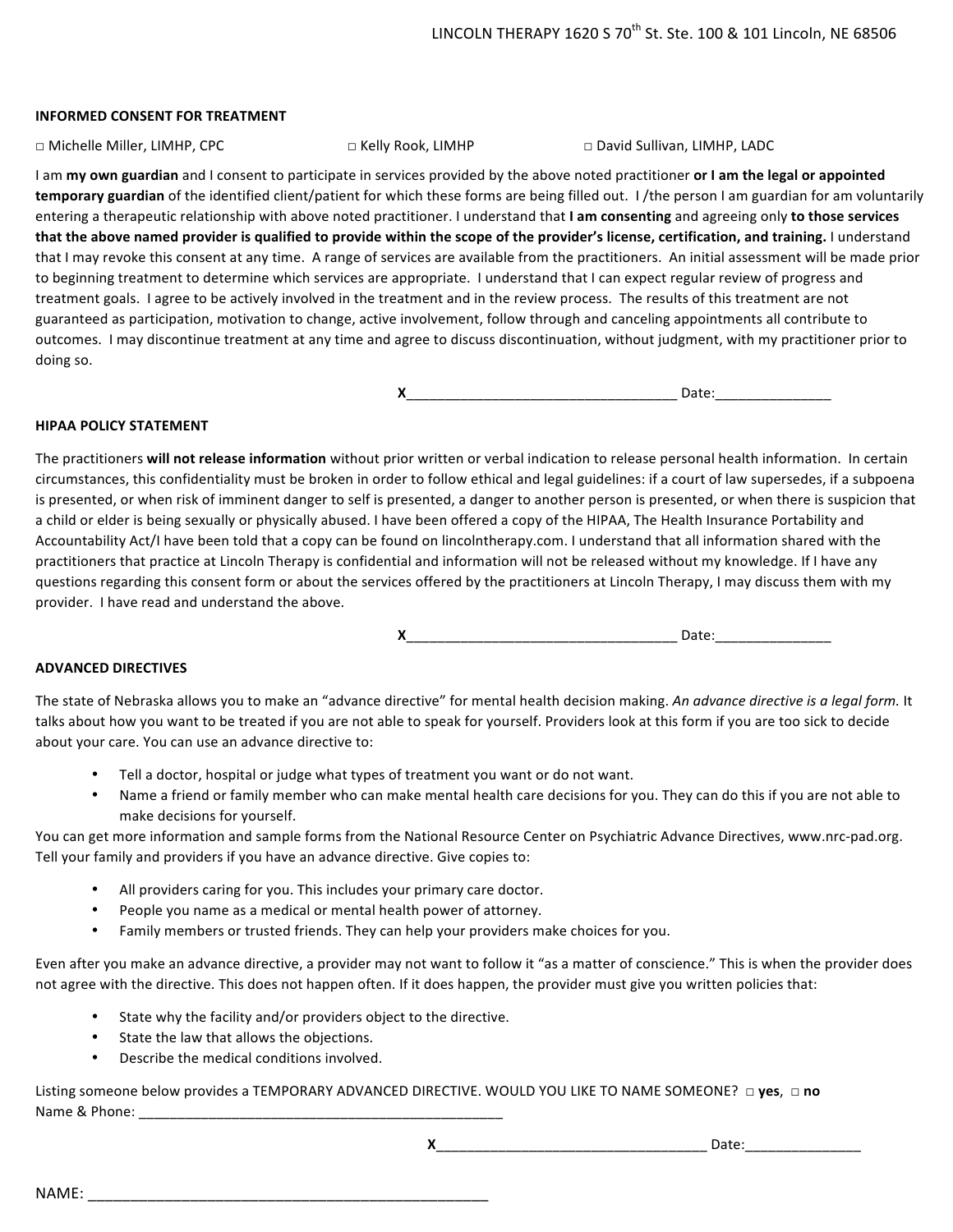LINCOLN THERAPY 1620 S 70th St. Ste. 100 & 101 Lincoln, NE 68506

**INFORMED CONSENT FOR TREATMENT**

□ Michelle Miller, LIMHP, CPC    □ Kelly Rook, LIMHP    □ David Sullivan, LIMHP, LADC

I am **my own guardian** and I consent to participate in services provided by the above noted practitioner **or I am the legal or appointed temporary guardian** of the identified client/patient for which these forms are being filled out. I /the person I am guardian for am voluntarily entering a therapeutic relationship with above noted practitioner. I understand that **I am consenting** and agreeing only **to those services that the above named provider is qualified to provide within the scope of the provider's license, certification, and training.** I understand that I may revoke this consent at any time. A range of services are available from the practitioners. An initial assessment will be made prior to beginning treatment to determine which services are appropriate. I understand that I can expect regular review of progress and treatment goals. I agree to be actively involved in the treatment and in the review process. The results of this treatment are not guaranteed as participation, motivation to change, active involvement, follow through and canceling appointments all contribute to outcomes. I may discontinue treatment at any time and agree to discuss discontinuation, without judgment, with my practitioner prior to doing so.

**X**___________________________________ Date:_______________

**HIPAA POLICY STATEMENT**

The practitioners **will not release information** without prior written or verbal indication to release personal health information. In certain circumstances, this confidentiality must be broken in order to follow ethical and legal guidelines: if a court of law supersedes, if a subpoena is presented, or when risk of imminent danger to self is presented, a danger to another person is presented, or when there is suspicion that a child or elder is being sexually or physically abused. I have been offered a copy of the HIPAA, The Health Insurance Portability and Accountability Act/I have been told that a copy can be found on lincolntherapy.com. I understand that all information shared with the practitioners that practice at Lincoln Therapy is confidential and information will not be released without my knowledge. If I have any questions regarding this consent form or about the services offered by the practitioners at Lincoln Therapy, I may discuss them with my provider. I have read and understand the above.

**X**___________________________________ Date:_______________

**ADVANCED DIRECTIVES**

The state of Nebraska allows you to make an "advance directive" for mental health decision making. *An advance directive is a legal form.* It talks about how you want to be treated if you are not able to speak for yourself. Providers look at this form if you are too sick to decide about your care. You can use an advance directive to:

- Tell a doctor, hospital or judge what types of treatment you want or do not want.
- Name a friend or family member who can make mental health care decisions for you. They can do this if you are not able to make decisions for yourself.

You can get more information and sample forms from the National Resource Center on Psychiatric Advance Directives, www.nrc-pad.org. Tell your family and providers if you have an advance directive. Give copies to:

- All providers caring for you. This includes your primary care doctor.
- People you name as a medical or mental health power of attorney.
- Family members or trusted friends. They can help your providers make choices for you.

Even after you make an advance directive, a provider may not want to follow it "as a matter of conscience." This is when the provider does not agree with the directive. This does not happen often. If it does happen, the provider must give you written policies that:

- State why the facility and/or providers object to the directive.
- State the law that allows the objections.
- Describe the medical conditions involved.

Listing someone below provides a TEMPORARY ADVANCED DIRECTIVE. WOULD YOU LIKE TO NAME SOMEONE? □ **yes**, □ **no**
Name & Phone: _________________________________________________

**X**___________________________________ Date:_______________

NAME: _________________________________________________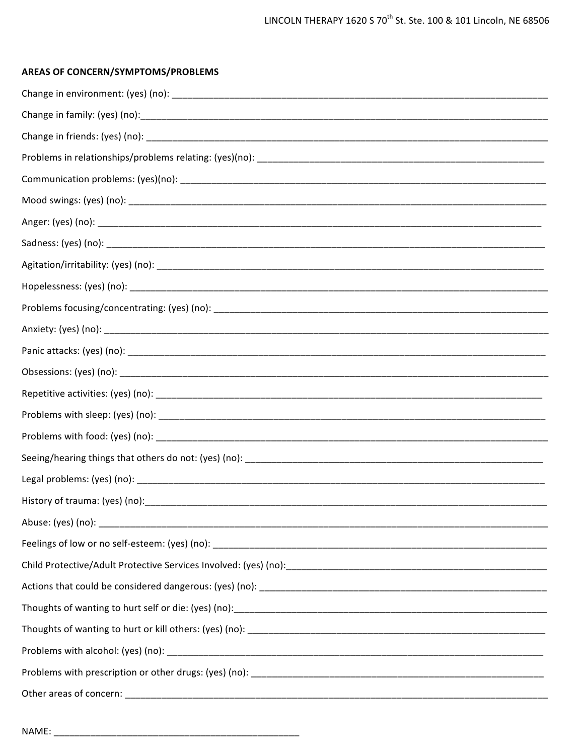## AREAS OF CONCERN/SYMPTOMS/PROBLEMS

Change in environment: (yes) (no): ____________________________________________

Change in family: (yes) (no):____________________________________________

Change in friends: (yes) (no): ____________________________________________

Problems in relationships/problems relating: (yes)(no): ______________________________

Communication problems: (yes)(no): ____________________________________________

Mood swings: (yes) (no): ____________________________________________

Anger: (yes) (no): ____________________________________________

Sadness: (yes) (no): ____________________________________________

Agitation/irritability: (yes) (no): ____________________________________________

Hopelessness: (yes) (no): ____________________________________________

Problems focusing/concentrating: (yes) (no): ____________________________________

Anxiety: (yes) (no): ____________________________________________

Panic attacks: (yes) (no): ____________________________________________

Obsessions: (yes) (no): ____________________________________________

Repetitive activities: (yes) (no): ____________________________________________

Problems with sleep: (yes) (no): ____________________________________________

Problems with food: (yes) (no): ____________________________________________

Seeing/hearing things that others do not: (yes) (no): ______________________________

Legal problems: (yes) (no): ____________________________________________

History of trauma: (yes) (no):____________________________________________

Abuse: (yes) (no): ____________________________________________

Feelings of low or no self-esteem: (yes) (no): ____________________________________

Child Protective/Adult Protective Services Involved: (yes) (no):______________________

Actions that could be considered dangerous: (yes) (no): ____________________________

Thoughts of wanting to hurt self or die: (yes) (no):________________________________

Thoughts of wanting to hurt or kill others: (yes) (no): ______________________________

Problems with alcohol: (yes) (no): ____________________________________________

Problems with prescription or other drugs: (yes) (no): ______________________________

Other areas of concern: ____________________________________________

NAME: ______________________________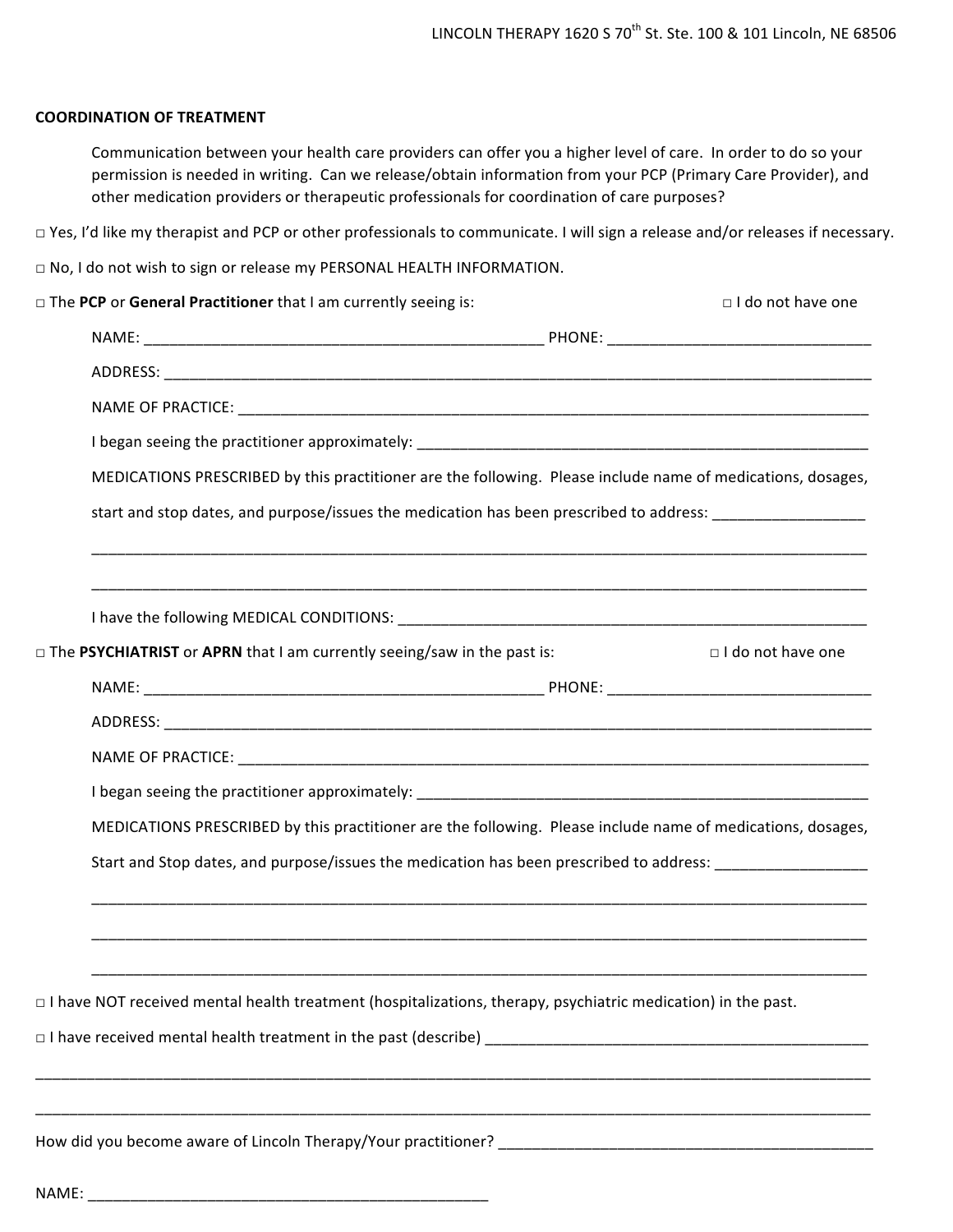LINCOLN THERAPY 1620 S 70th St. Ste. 100 & 101 Lincoln, NE 68506

**COORDINATION OF TREATMENT**

Communication between your health care providers can offer you a higher level of care. In order to do so your permission is needed in writing. Can we release/obtain information from your PCP (Primary Care Provider), and other medication providers or therapeutic professionals for coordination of care purposes?

□ Yes, I'd like my therapist and PCP or other professionals to communicate. I will sign a release and/or releases if necessary.

□ No, I do not wish to sign or release my PERSONAL HEALTH INFORMATION.

□ The **PCP** or **General Practitioner** that I am currently seeing is: □ I do not have one

NAME: ________________________________________________ PHONE: _______________________________

ADDRESS: ____________________________________________________________________________________

NAME OF PRACTICE: ___________________________________________________________________________

I began seeing the practitioner approximately: ______________________________________________________

MEDICATIONS PRESCRIBED by this practitioner are the following. Please include name of medications, dosages, start and stop dates, and purpose/issues the medication has been prescribed to address: _________________

_____________________________________________________________________________________________

_____________________________________________________________________________________________

I have the following MEDICAL CONDITIONS: _________________________________________________________

□ The **PSYCHIATRIST** or **APRN** that I am currently seeing/saw in the past is: □ I do not have one

NAME: ________________________________________________ PHONE: _______________________________

ADDRESS: ____________________________________________________________________________________

NAME OF PRACTICE: ___________________________________________________________________________

I began seeing the practitioner approximately: ______________________________________________________

MEDICATIONS PRESCRIBED by this practitioner are the following. Please include name of medications, dosages, Start and Stop dates, and purpose/issues the medication has been prescribed to address: _________________

_____________________________________________________________________________________________

_____________________________________________________________________________________________

_____________________________________________________________________________________________

□ I have NOT received mental health treatment (hospitalizations, therapy, psychiatric medication) in the past.

□ I have received mental health treatment in the past (describe) ______________________________________________

_____________________________________________________________________________________________

_____________________________________________________________________________________________

How did you become aware of Lincoln Therapy/Your practitioner? ____________________________________________

NAME: ______________________________________________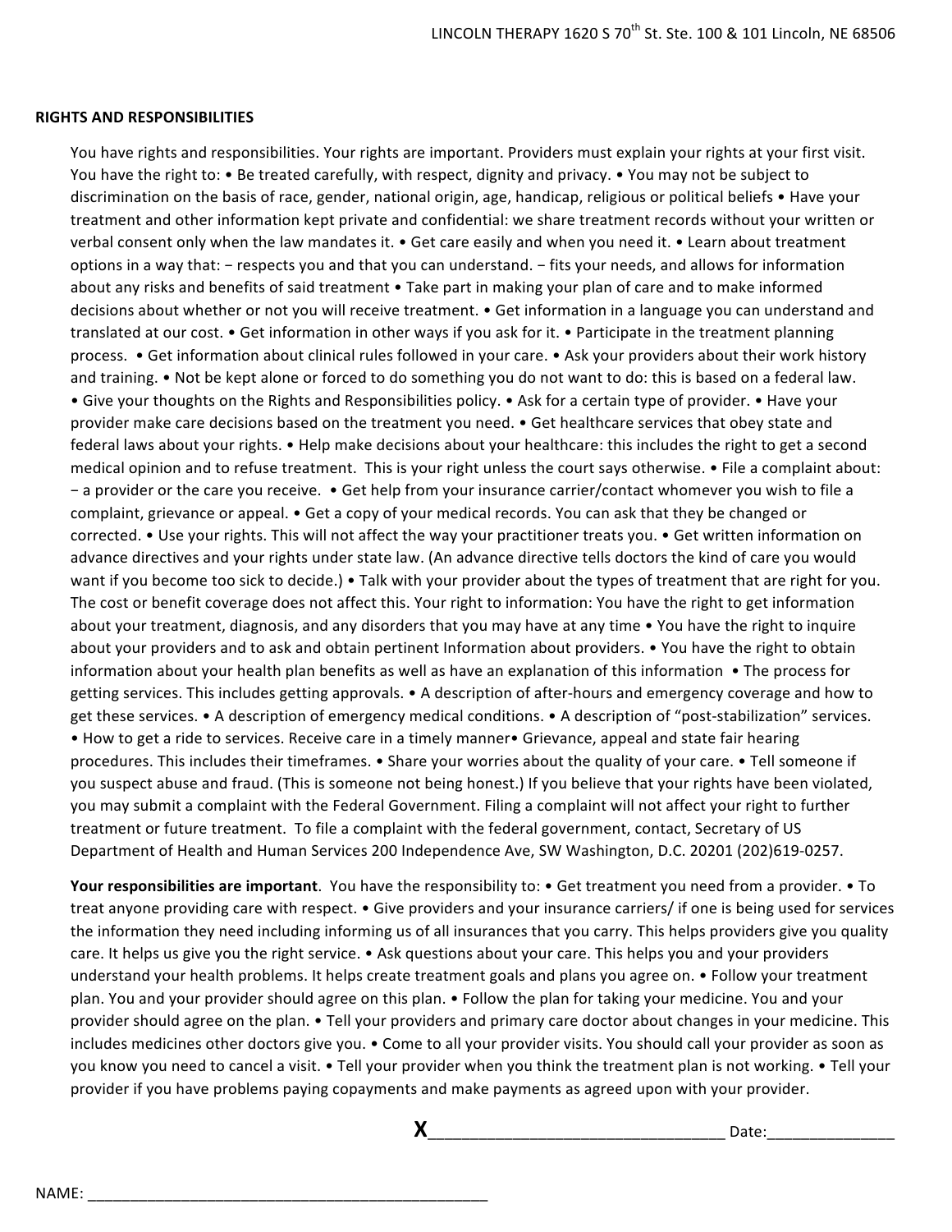LINCOLN THERAPY 1620 S 70th St. Ste. 100 & 101 Lincoln, NE 68506

**RIGHTS AND RESPONSIBILITIES**

You have rights and responsibilities. Your rights are important. Providers must explain your rights at your first visit. You have the right to: • Be treated carefully, with respect, dignity and privacy. • You may not be subject to discrimination on the basis of race, gender, national origin, age, handicap, religious or political beliefs • Have your treatment and other information kept private and confidential: we share treatment records without your written or verbal consent only when the law mandates it. • Get care easily and when you need it. • Learn about treatment options in a way that: − respects you and that you can understand. − fits your needs, and allows for information about any risks and benefits of said treatment • Take part in making your plan of care and to make informed decisions about whether or not you will receive treatment. • Get information in a language you can understand and translated at our cost. • Get information in other ways if you ask for it. • Participate in the treatment planning process. • Get information about clinical rules followed in your care. • Ask your providers about their work history and training. • Not be kept alone or forced to do something you do not want to do: this is based on a federal law. • Give your thoughts on the Rights and Responsibilities policy. • Ask for a certain type of provider. • Have your provider make care decisions based on the treatment you need. • Get healthcare services that obey state and federal laws about your rights. • Help make decisions about your healthcare: this includes the right to get a second medical opinion and to refuse treatment. This is your right unless the court says otherwise. • File a complaint about: − a provider or the care you receive. • Get help from your insurance carrier/contact whomever you wish to file a complaint, grievance or appeal. • Get a copy of your medical records. You can ask that they be changed or corrected. • Use your rights. This will not affect the way your practitioner treats you. • Get written information on advance directives and your rights under state law. (An advance directive tells doctors the kind of care you would want if you become too sick to decide.) • Talk with your provider about the types of treatment that are right for you. The cost or benefit coverage does not affect this. Your right to information: You have the right to get information about your treatment, diagnosis, and any disorders that you may have at any time • You have the right to inquire about your providers and to ask and obtain pertinent Information about providers. • You have the right to obtain information about your health plan benefits as well as have an explanation of this information • The process for getting services. This includes getting approvals. • A description of after-hours and emergency coverage and how to get these services. • A description of emergency medical conditions. • A description of "post-stabilization" services. • How to get a ride to services. Receive care in a timely manner• Grievance, appeal and state fair hearing procedures. This includes their timeframes. • Share your worries about the quality of your care. • Tell someone if you suspect abuse and fraud. (This is someone not being honest.) If you believe that your rights have been violated, you may submit a complaint with the Federal Government. Filing a complaint will not affect your right to further treatment or future treatment. To file a complaint with the federal government, contact, Secretary of US Department of Health and Human Services 200 Independence Ave, SW Washington, D.C. 20201 (202)619-0257.

**Your responsibilities are important**. You have the responsibility to: • Get treatment you need from a provider. • To treat anyone providing care with respect. • Give providers and your insurance carriers/ if one is being used for services the information they need including informing us of all insurances that you carry. This helps providers give you quality care. It helps us give you the right service. • Ask questions about your care. This helps you and your providers understand your health problems. It helps create treatment goals and plans you agree on. • Follow your treatment plan. You and your provider should agree on this plan. • Follow the plan for taking your medicine. You and your provider should agree on the plan. • Tell your providers and primary care doctor about changes in your medicine. This includes medicines other doctors give you. • Come to all your provider visits. You should call your provider as soon as you know you need to cancel a visit. • Tell your provider when you think the treatment plan is not working. • Tell your provider if you have problems paying copayments and make payments as agreed upon with your provider.

**X**_________________________________ Date:______________

NAME: _____________________________________________